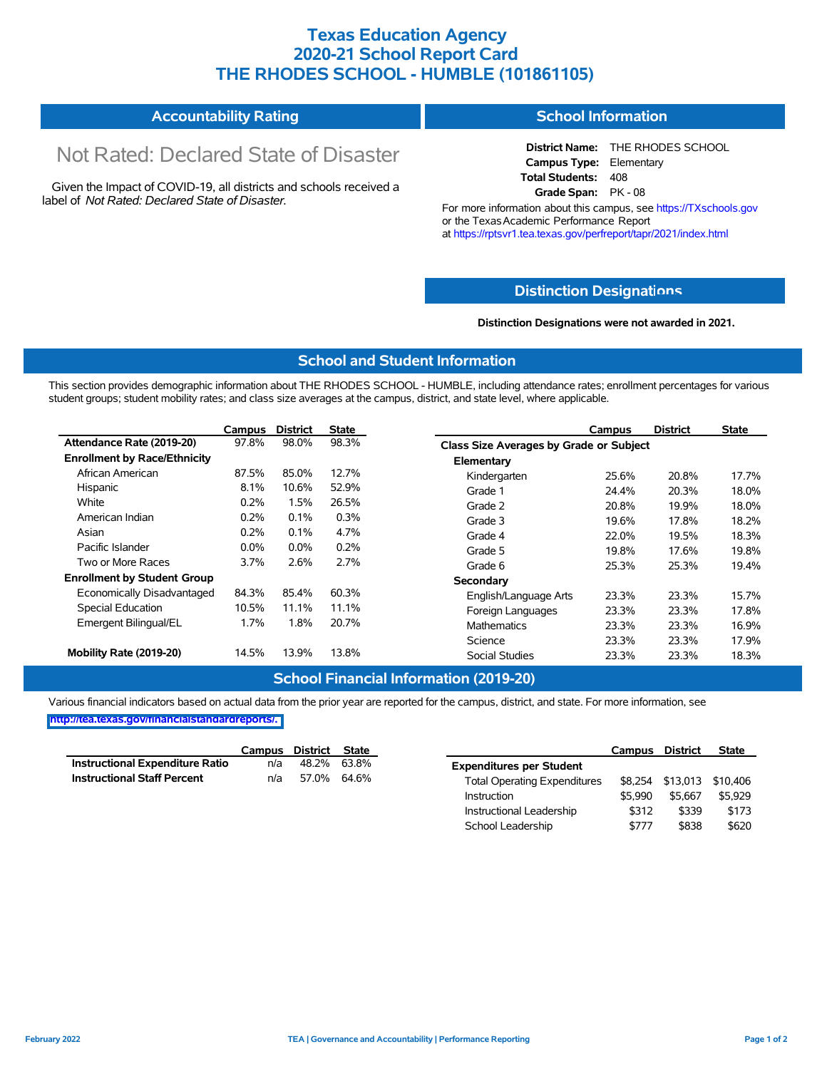# Texas Education Agency
# 2020-21 School Report Card
# THE RHODES SCHOOL - HUMBLE (101861105)

## Accountability Rating

Not Rated: Declared State of Disaster

Given the Impact of COVID-19, all districts and schools received a label of *Not Rated: Declared State of Disaster*.

## School Information

**District Name:** THE RHODES SCHOOL
**Campus Type:** Elementary
**Total Students:** 408
**Grade Span:** PK - 08

For more information about this campus, see https://TXschools.gov or the Texas Academic Performance Report at https://rptsvr1.tea.texas.gov/perfreport/tapr/2021/index.html

## Distinction Designations

**Distinction Designations were not awarded in 2021.**

## School and Student Information

This section provides demographic information about THE RHODES SCHOOL - HUMBLE, including attendance rates; enrollment percentages for various student groups; student mobility rates; and class size averages at the campus, district, and state level, where applicable.

| | Campus | District | State |
|---|---|---|---|
| **Attendance Rate (2019-20)** | 97.8% | 98.0% | 98.3% |
| **Enrollment by Race/Ethnicity** | | | |
| African American | 87.5% | 85.0% | 12.7% |
| Hispanic | 8.1% | 10.6% | 52.9% |
| White | 0.2% | 1.5% | 26.5% |
| American Indian | 0.2% | 0.1% | 0.3% |
| Asian | 0.2% | 0.1% | 4.7% |
| Pacific Islander | 0.0% | 0.0% | 0.2% |
| Two or More Races | 3.7% | 2.6% | 2.7% |
| **Enrollment by Student Group** | | | |
| Economically Disadvantaged | 84.3% | 85.4% | 60.3% |
| Special Education | 10.5% | 11.1% | 11.1% |
| Emergent Bilingual/EL | 1.7% | 1.8% | 20.7% |
| **Mobility Rate (2019-20)** | 14.5% | 13.9% | 13.8% |

| | Campus | District | State |
|---|---|---|---|
| **Class Size Averages by Grade or Subject** | | | |
| **Elementary** | | | |
| Kindergarten | 25.6% | 20.8% | 17.7% |
| Grade 1 | 24.4% | 20.3% | 18.0% |
| Grade 2 | 20.8% | 19.9% | 18.0% |
| Grade 3 | 19.6% | 17.8% | 18.2% |
| Grade 4 | 22.0% | 19.5% | 18.3% |
| Grade 5 | 19.8% | 17.6% | 19.8% |
| Grade 6 | 25.3% | 25.3% | 19.4% |
| **Secondary** | | | |
| English/Language Arts | 23.3% | 23.3% | 15.7% |
| Foreign Languages | 23.3% | 23.3% | 17.8% |
| Mathematics | 23.3% | 23.3% | 16.9% |
| Science | 23.3% | 23.3% | 17.9% |
| Social Studies | 23.3% | 23.3% | 18.3% |

## School Financial Information (2019-20)

Various financial indicators based on actual data from the prior year are reported for the campus, district, and state. For more information, see http://tea.texas.gov/financialstandardreports/.

| | Campus | District | State |
|---|---|---|---|
| **Instructional Expenditure Ratio** | n/a | 48.2% | 63.8% |
| **Instructional Staff Percent** | n/a | 57.0% | 64.6% |

| | Campus | District | State |
|---|---|---|---|
| **Expenditures per Student** | | | |
| Total Operating Expenditures | $8,254 | $13,013 | $10,406 |
| Instruction | $5,990 | $5,667 | $5,929 |
| Instructional Leadership | $312 | $339 | $173 |
| School Leadership | $777 | $838 | $620 |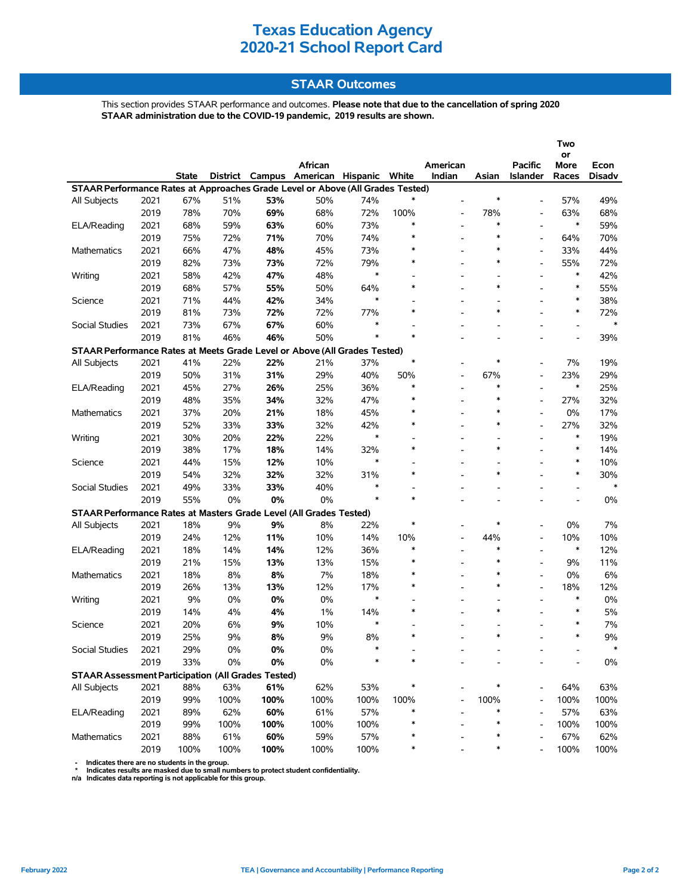# Texas Education Agency
# 2020-21 School Report Card

## STAAR Outcomes

This section provides STAAR performance and outcomes. **Please note that due to the cancellation of spring 2020 STAAR administration due to the COVID-19 pandemic, 2019 results are shown.**

| | | State | District | Campus | African American | Hispanic | White | American Indian | Asian | Pacific Islander | Two or More Races | Econ Disadv |
|---|---|---|---|---|---|---|---|---|---|---|---|---|
| **STAAR Performance Rates at Approaches Grade Level or Above (All Grades Tested)** | | | | | | | | | | | | |
| All Subjects | 2021 | 67% | 51% | **53%** | 50% | 74% | * | - | * | - | 57% | 49% |
| | 2019 | 78% | 70% | **69%** | 68% | 72% | 100% | - | 78% | - | 63% | 68% |
| ELA/Reading | 2021 | 68% | 59% | **63%** | 60% | 73% | * | - | * | - | * | 59% |
| | 2019 | 75% | 72% | **71%** | 70% | 74% | * | - | * | - | 64% | 70% |
| Mathematics | 2021 | 66% | 47% | **48%** | 45% | 73% | * | - | * | - | 33% | 44% |
| | 2019 | 82% | 73% | **73%** | 72% | 79% | * | - | * | - | 55% | 72% |
| Writing | 2021 | 58% | 42% | **47%** | 48% | * | - | - | - | - | * | 42% |
| | 2019 | 68% | 57% | **55%** | 50% | 64% | * | - | * | - | * | 55% |
| Science | 2021 | 71% | 44% | **42%** | 34% | * | - | - | - | - | * | 38% |
| | 2019 | 81% | 73% | **72%** | 72% | 77% | * | - | * | - | * | 72% |
| Social Studies | 2021 | 73% | 67% | **67%** | 60% | * | - | - | - | - | - | * |
| | 2019 | 81% | 46% | **46%** | 50% | * | * | - | - | - | - | 39% |
| **STAAR Performance Rates at Meets Grade Level or Above (All Grades Tested)** | | | | | | | | | | | | |
| All Subjects | 2021 | 41% | 22% | **22%** | 21% | 37% | * | - | * | - | 7% | 19% |
| | 2019 | 50% | 31% | **31%** | 29% | 40% | 50% | - | 67% | - | 23% | 29% |
| ELA/Reading | 2021 | 45% | 27% | **26%** | 25% | 36% | * | - | * | - | * | 25% |
| | 2019 | 48% | 35% | **34%** | 32% | 47% | * | - | * | - | 27% | 32% |
| Mathematics | 2021 | 37% | 20% | **21%** | 18% | 45% | * | - | * | - | 0% | 17% |
| | 2019 | 52% | 33% | **33%** | 32% | 42% | * | - | * | - | 27% | 32% |
| Writing | 2021 | 30% | 20% | **22%** | 22% | * | - | - | - | - | * | 19% |
| | 2019 | 38% | 17% | **18%** | 14% | 32% | * | - | * | - | * | 14% |
| Science | 2021 | 44% | 15% | **12%** | 10% | * | - | - | - | - | * | 10% |
| | 2019 | 54% | 32% | **32%** | 32% | 31% | * | - | * | - | * | 30% |
| Social Studies | 2021 | 49% | 33% | **33%** | 40% | * | - | - | - | - | - | * |
| | 2019 | 55% | 0% | **0%** | 0% | * | * | - | - | - | - | 0% |
| **STAAR Performance Rates at Masters Grade Level (All Grades Tested)** | | | | | | | | | | | | |
| All Subjects | 2021 | 18% | 9% | **9%** | 8% | 22% | * | - | * | - | 0% | 7% |
| | 2019 | 24% | 12% | **11%** | 10% | 14% | 10% | - | 44% | - | 10% | 10% |
| ELA/Reading | 2021 | 18% | 14% | **14%** | 12% | 36% | * | - | * | - | * | 12% |
| | 2019 | 21% | 15% | **13%** | 13% | 15% | * | - | * | - | 9% | 11% |
| Mathematics | 2021 | 18% | 8% | **8%** | 7% | 18% | * | - | * | - | 0% | 6% |
| | 2019 | 26% | 13% | **13%** | 12% | 17% | * | - | * | - | 18% | 12% |
| Writing | 2021 | 9% | 0% | **0%** | 0% | * | - | - | - | - | * | 0% |
| | 2019 | 14% | 4% | **4%** | 1% | 14% | * | - | * | - | * | 5% |
| Science | 2021 | 20% | 6% | **9%** | 10% | * | - | - | - | - | * | 7% |
| | 2019 | 25% | 9% | **8%** | 9% | 8% | * | - | * | - | * | 9% |
| Social Studies | 2021 | 29% | 0% | **0%** | 0% | * | - | - | - | - | - | * |
| | 2019 | 33% | 0% | **0%** | 0% | * | * | - | - | - | - | 0% |
| **STAAR Assessment Participation (All Grades Tested)** | | | | | | | | | | | | |
| All Subjects | 2021 | 88% | 63% | **61%** | 62% | 53% | * | - | * | - | 64% | 63% |
| | 2019 | 99% | 100% | **100%** | 100% | 100% | 100% | - | 100% | - | 100% | 100% |
| ELA/Reading | 2021 | 89% | 62% | **60%** | 61% | 57% | * | - | * | - | 57% | 63% |
| | 2019 | 99% | 100% | **100%** | 100% | 100% | * | - | * | - | 100% | 100% |
| Mathematics | 2021 | 88% | 61% | **60%** | 59% | 57% | * | - | * | - | 67% | 62% |
| | 2019 | 100% | 100% | **100%** | 100% | 100% | * | - | * | - | 100% | 100% |

- **-** Indicates there are no students in the group.
- **\*** Indicates results are masked due to small numbers to protect student confidentiality.
- **n/a** Indicates data reporting is not applicable for this group.

February 2022 | TEA | Governance and Accountability | Performance Reporting